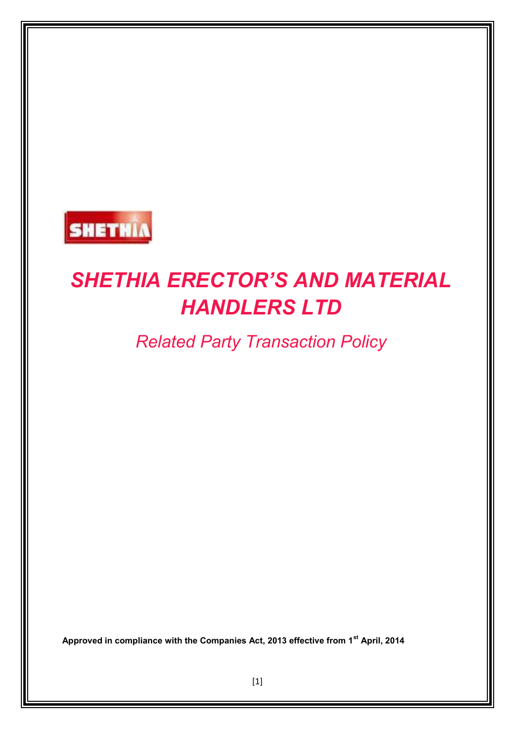SHETHIA

# *SHETHIA ERECTOR'S AND MATERIAL HANDLERS LTD*

## *Related Party Transaction Policy*

**Approved in compliance with the Companies Act, 2013 effective from 1st April, 2014**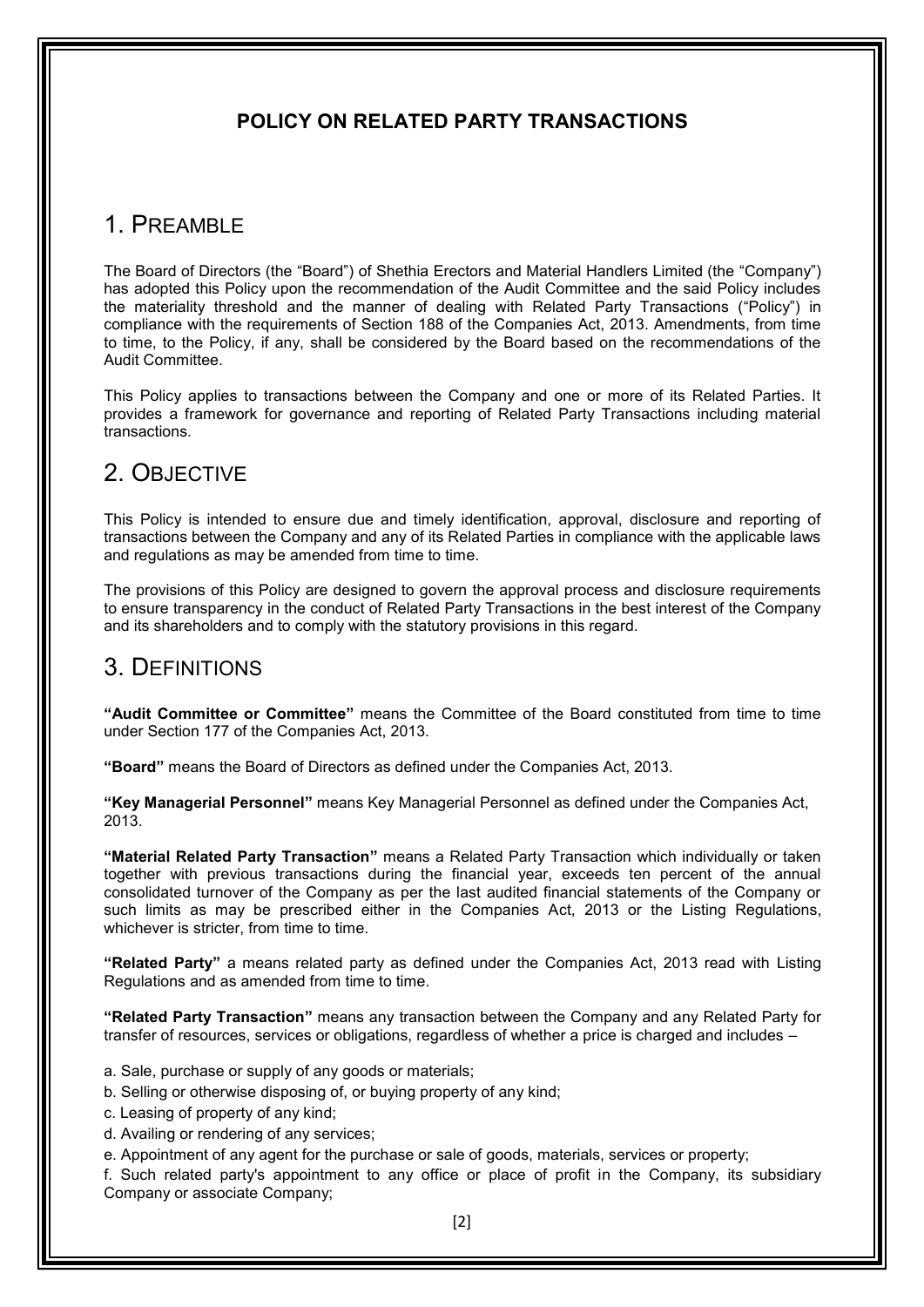## POLICY ON RELATED PARTY TRANSACTIONS

# 1. PREAMBLE

The Board of Directors (the "Board") of Shethia Erectors and Material Handlers Limited (the "Company") has adopted this Policy upon the recommendation of the Audit Committee and the said Policy includes the materiality threshold and the manner of dealing with Related Party Transactions ("Policy") in compliance with the requirements of Section 188 of the Companies Act, 2013. Amendments, from time to time, to the Policy, if any, shall be considered by the Board based on the recommendations of the Audit Committee.

This Policy applies to transactions between the Company and one or more of its Related Parties. It provides a framework for governance and reporting of Related Party Transactions including material transactions.

# 2. OBJECTIVE

This Policy is intended to ensure due and timely identification, approval, disclosure and reporting of transactions between the Company and any of its Related Parties in compliance with the applicable laws and regulations as may be amended from time to time.

The provisions of this Policy are designed to govern the approval process and disclosure requirements to ensure transparency in the conduct of Related Party Transactions in the best interest of the Company and its shareholders and to comply with the statutory provisions in this regard.

# 3. DEFINITIONS

**"Audit Committee or Committee"** means the Committee of the Board constituted from time to time under Section 177 of the Companies Act, 2013.

**"Board"** means the Board of Directors as defined under the Companies Act, 2013.

**"Key Managerial Personnel"** means Key Managerial Personnel as defined under the Companies Act, 2013.

**"Material Related Party Transaction"** means a Related Party Transaction which individually or taken together with previous transactions during the financial year, exceeds ten percent of the annual consolidated turnover of the Company as per the last audited financial statements of the Company or such limits as may be prescribed either in the Companies Act, 2013 or the Listing Regulations, whichever is stricter, from time to time.

**"Related Party"** a means related party as defined under the Companies Act, 2013 read with Listing Regulations and as amended from time to time.

**"Related Party Transaction"** means any transaction between the Company and any Related Party for transfer of resources, services or obligations, regardless of whether a price is charged and includes –

a. Sale, purchase or supply of any goods or materials;

b. Selling or otherwise disposing of, or buying property of any kind;

c. Leasing of property of any kind;

d. Availing or rendering of any services;

e. Appointment of any agent for the purchase or sale of goods, materials, services or property;

f. Such related party's appointment to any office or place of profit in the Company, its subsidiary Company or associate Company;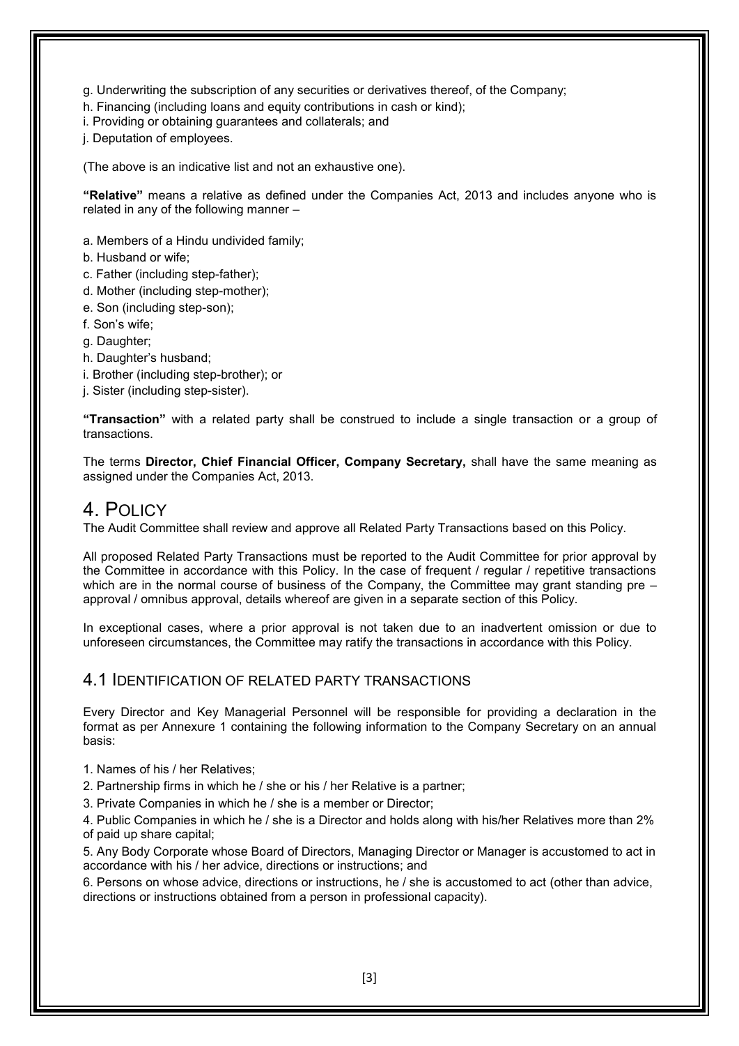g. Underwriting the subscription of any securities or derivatives thereof, of the Company;

h. Financing (including loans and equity contributions in cash or kind);

i. Providing or obtaining guarantees and collaterals; and

j. Deputation of employees.

(The above is an indicative list and not an exhaustive one).

**"Relative"** means a relative as defined under the Companies Act, 2013 and includes anyone who is related in any of the following manner –

a. Members of a Hindu undivided family;

b. Husband or wife;

c. Father (including step-father);

d. Mother (including step-mother);

e. Son (including step-son);

f. Son's wife;

g. Daughter;

h. Daughter's husband;

i. Brother (including step-brother); or

j. Sister (including step-sister).

**"Transaction"** with a related party shall be construed to include a single transaction or a group of transactions.

The terms **Director, Chief Financial Officer, Company Secretary,** shall have the same meaning as assigned under the Companies Act, 2013.

# 4. POLICY

The Audit Committee shall review and approve all Related Party Transactions based on this Policy.

All proposed Related Party Transactions must be reported to the Audit Committee for prior approval by the Committee in accordance with this Policy. In the case of frequent / regular / repetitive transactions which are in the normal course of business of the Company, the Committee may grant standing pre – approval / omnibus approval, details whereof are given in a separate section of this Policy.

In exceptional cases, where a prior approval is not taken due to an inadvertent omission or due to unforeseen circumstances, the Committee may ratify the transactions in accordance with this Policy.

## 4.1 IDENTIFICATION OF RELATED PARTY TRANSACTIONS

Every Director and Key Managerial Personnel will be responsible for providing a declaration in the format as per Annexure 1 containing the following information to the Company Secretary on an annual basis:

1. Names of his / her Relatives;
2. Partnership firms in which he / she or his / her Relative is a partner;
3. Private Companies in which he / she is a member or Director;
4. Public Companies in which he / she is a Director and holds along with his/her Relatives more than 2% of paid up share capital;
5. Any Body Corporate whose Board of Directors, Managing Director or Manager is accustomed to act in accordance with his / her advice, directions or instructions; and
6. Persons on whose advice, directions or instructions, he / she is accustomed to act (other than advice, directions or instructions obtained from a person in professional capacity).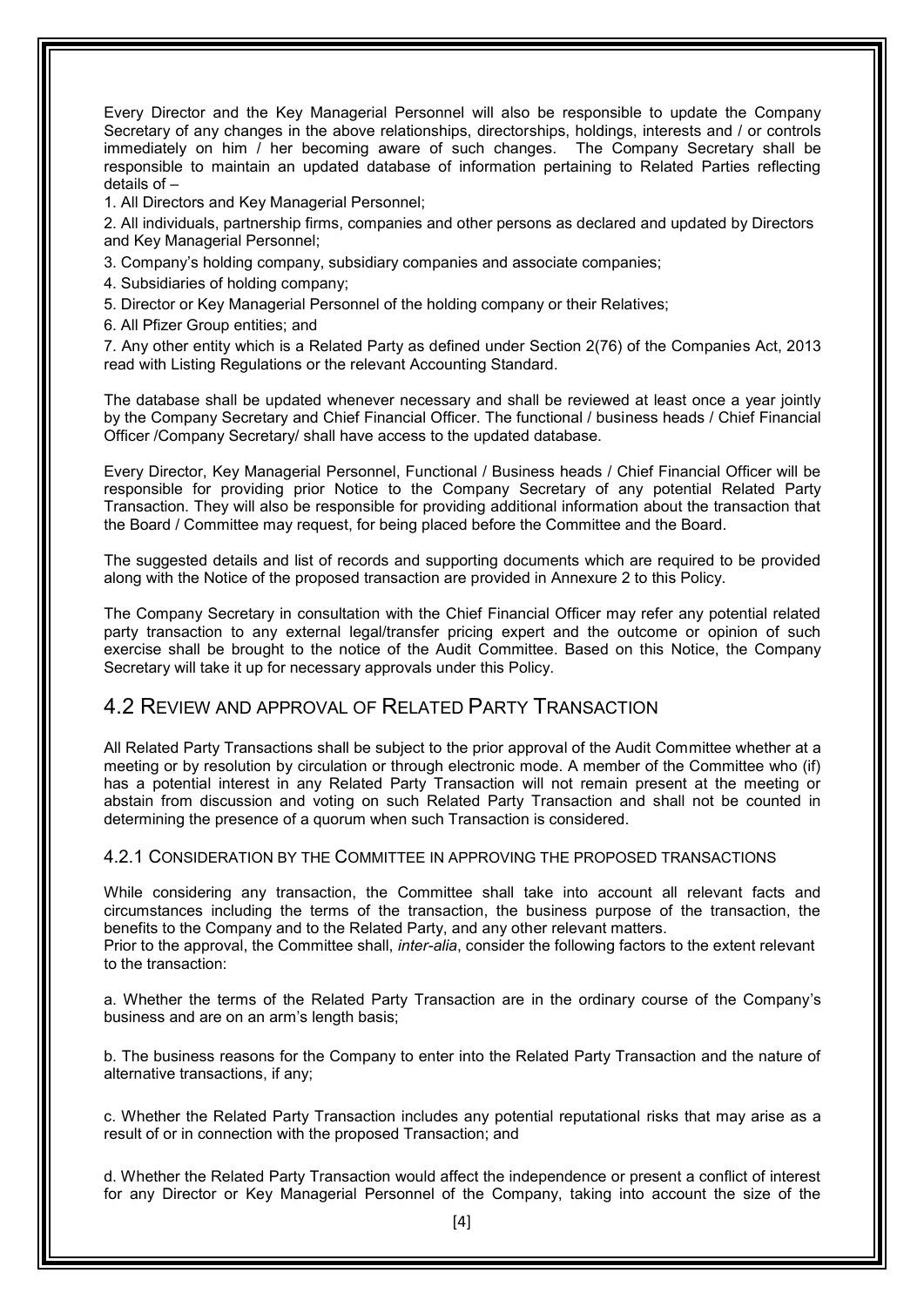Every Director and the Key Managerial Personnel will also be responsible to update the Company Secretary of any changes in the above relationships, directorships, holdings, interests and / or controls immediately on him / her becoming aware of such changes. The Company Secretary shall be responsible to maintain an updated database of information pertaining to Related Parties reflecting details of –

1. All Directors and Key Managerial Personnel;
2. All individuals, partnership firms, companies and other persons as declared and updated by Directors and Key Managerial Personnel;
3. Company's holding company, subsidiary companies and associate companies;
4. Subsidiaries of holding company;
5. Director or Key Managerial Personnel of the holding company or their Relatives;
6. All Pfizer Group entities; and
7. Any other entity which is a Related Party as defined under Section 2(76) of the Companies Act, 2013 read with Listing Regulations or the relevant Accounting Standard.

The database shall be updated whenever necessary and shall be reviewed at least once a year jointly by the Company Secretary and Chief Financial Officer. The functional / business heads / Chief Financial Officer /Company Secretary/ shall have access to the updated database.

Every Director, Key Managerial Personnel, Functional / Business heads / Chief Financial Officer will be responsible for providing prior Notice to the Company Secretary of any potential Related Party Transaction. They will also be responsible for providing additional information about the transaction that the Board / Committee may request, for being placed before the Committee and the Board.

The suggested details and list of records and supporting documents which are required to be provided along with the Notice of the proposed transaction are provided in Annexure 2 to this Policy.

The Company Secretary in consultation with the Chief Financial Officer may refer any potential related party transaction to any external legal/transfer pricing expert and the outcome or opinion of such exercise shall be brought to the notice of the Audit Committee. Based on this Notice, the Company Secretary will take it up for necessary approvals under this Policy.

## 4.2 Review and approval of Related Party Transaction

All Related Party Transactions shall be subject to the prior approval of the Audit Committee whether at a meeting or by resolution by circulation or through electronic mode. A member of the Committee who (if) has a potential interest in any Related Party Transaction will not remain present at the meeting or abstain from discussion and voting on such Related Party Transaction and shall not be counted in determining the presence of a quorum when such Transaction is considered.

### 4.2.1 Consideration by the Committee in approving the proposed transactions

While considering any transaction, the Committee shall take into account all relevant facts and circumstances including the terms of the transaction, the business purpose of the transaction, the benefits to the Company and to the Related Party, and any other relevant matters.
Prior to the approval, the Committee shall, *inter-alia*, consider the following factors to the extent relevant to the transaction:

a. Whether the terms of the Related Party Transaction are in the ordinary course of the Company's business and are on an arm's length basis;

b. The business reasons for the Company to enter into the Related Party Transaction and the nature of alternative transactions, if any;

c. Whether the Related Party Transaction includes any potential reputational risks that may arise as a result of or in connection with the proposed Transaction; and

d. Whether the Related Party Transaction would affect the independence or present a conflict of interest for any Director or Key Managerial Personnel of the Company, taking into account the size of the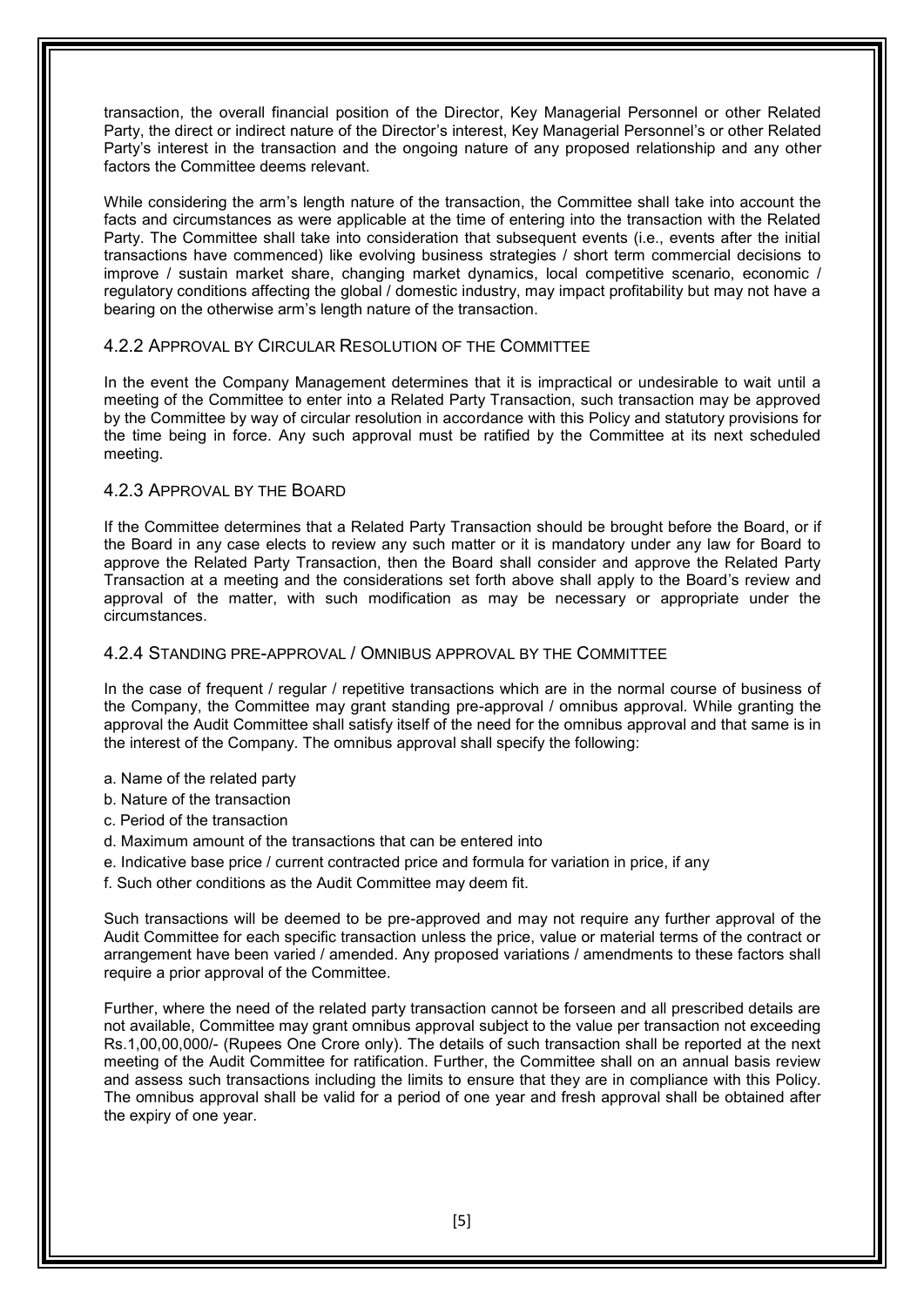transaction, the overall financial position of the Director, Key Managerial Personnel or other Related Party, the direct or indirect nature of the Director's interest, Key Managerial Personnel's or other Related Party's interest in the transaction and the ongoing nature of any proposed relationship and any other factors the Committee deems relevant.

While considering the arm's length nature of the transaction, the Committee shall take into account the facts and circumstances as were applicable at the time of entering into the transaction with the Related Party. The Committee shall take into consideration that subsequent events (i.e., events after the initial transactions have commenced) like evolving business strategies / short term commercial decisions to improve / sustain market share, changing market dynamics, local competitive scenario, economic / regulatory conditions affecting the global / domestic industry, may impact profitability but may not have a bearing on the otherwise arm's length nature of the transaction.

#### 4.2.2 Approval by Circular Resolution of the Committee

In the event the Company Management determines that it is impractical or undesirable to wait until a meeting of the Committee to enter into a Related Party Transaction, such transaction may be approved by the Committee by way of circular resolution in accordance with this Policy and statutory provisions for the time being in force. Any such approval must be ratified by the Committee at its next scheduled meeting.

#### 4.2.3 Approval by the Board

If the Committee determines that a Related Party Transaction should be brought before the Board, or if the Board in any case elects to review any such matter or it is mandatory under any law for Board to approve the Related Party Transaction, then the Board shall consider and approve the Related Party Transaction at a meeting and the considerations set forth above shall apply to the Board's review and approval of the matter, with such modification as may be necessary or appropriate under the circumstances.

#### 4.2.4 Standing Pre-approval / Omnibus Approval by the Committee

In the case of frequent / regular / repetitive transactions which are in the normal course of business of the Company, the Committee may grant standing pre-approval / omnibus approval. While granting the approval the Audit Committee shall satisfy itself of the need for the omnibus approval and that same is in the interest of the Company. The omnibus approval shall specify the following:

a. Name of the related party
b. Nature of the transaction
c. Period of the transaction
d. Maximum amount of the transactions that can be entered into
e. Indicative base price / current contracted price and formula for variation in price, if any
f. Such other conditions as the Audit Committee may deem fit.

Such transactions will be deemed to be pre-approved and may not require any further approval of the Audit Committee for each specific transaction unless the price, value or material terms of the contract or arrangement have been varied / amended. Any proposed variations / amendments to these factors shall require a prior approval of the Committee.

Further, where the need of the related party transaction cannot be forseen and all prescribed details are not available, Committee may grant omnibus approval subject to the value per transaction not exceeding Rs.1,00,00,000/- (Rupees One Crore only). The details of such transaction shall be reported at the next meeting of the Audit Committee for ratification. Further, the Committee shall on an annual basis review and assess such transactions including the limits to ensure that they are in compliance with this Policy. The omnibus approval shall be valid for a period of one year and fresh approval shall be obtained after the expiry of one year.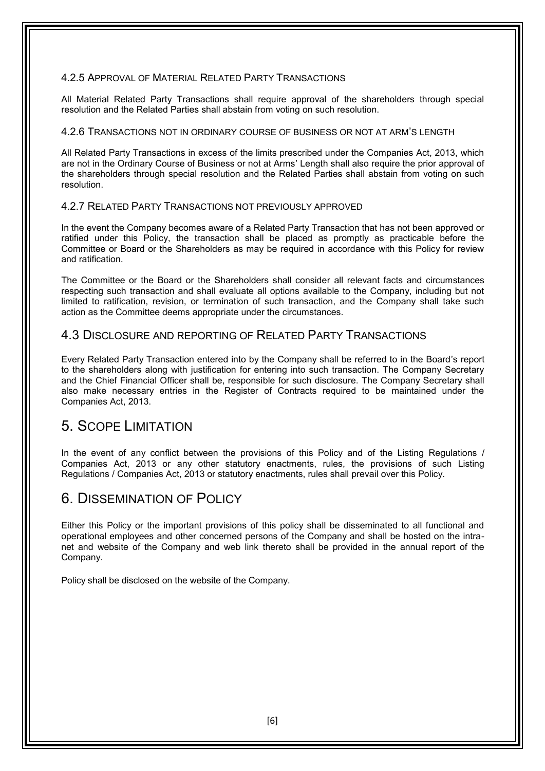#### 4.2.5 Approval of Material Related Party Transactions

All Material Related Party Transactions shall require approval of the shareholders through special resolution and the Related Parties shall abstain from voting on such resolution.

#### 4.2.6 Transactions not in ordinary course of business or not at arm's length

All Related Party Transactions in excess of the limits prescribed under the Companies Act, 2013, which are not in the Ordinary Course of Business or not at Arms' Length shall also require the prior approval of the shareholders through special resolution and the Related Parties shall abstain from voting on such resolution.

#### 4.2.7 Related Party Transactions not previously approved

In the event the Company becomes aware of a Related Party Transaction that has not been approved or ratified under this Policy, the transaction shall be placed as promptly as practicable before the Committee or Board or the Shareholders as may be required in accordance with this Policy for review and ratification.

The Committee or the Board or the Shareholders shall consider all relevant facts and circumstances respecting such transaction and shall evaluate all options available to the Company, including but not limited to ratification, revision, or termination of such transaction, and the Company shall take such action as the Committee deems appropriate under the circumstances.

### 4.3 Disclosure and reporting of Related Party Transactions

Every Related Party Transaction entered into by the Company shall be referred to in the Board's report to the shareholders along with justification for entering into such transaction. The Company Secretary and the Chief Financial Officer shall be, responsible for such disclosure. The Company Secretary shall also make necessary entries in the Register of Contracts required to be maintained under the Companies Act, 2013.

## 5. Scope Limitation

In the event of any conflict between the provisions of this Policy and of the Listing Regulations / Companies Act, 2013 or any other statutory enactments, rules, the provisions of such Listing Regulations / Companies Act, 2013 or statutory enactments, rules shall prevail over this Policy.

## 6. Dissemination of Policy

Either this Policy or the important provisions of this policy shall be disseminated to all functional and operational employees and other concerned persons of the Company and shall be hosted on the intra-net and website of the Company and web link thereto shall be provided in the annual report of the Company.

Policy shall be disclosed on the website of the Company.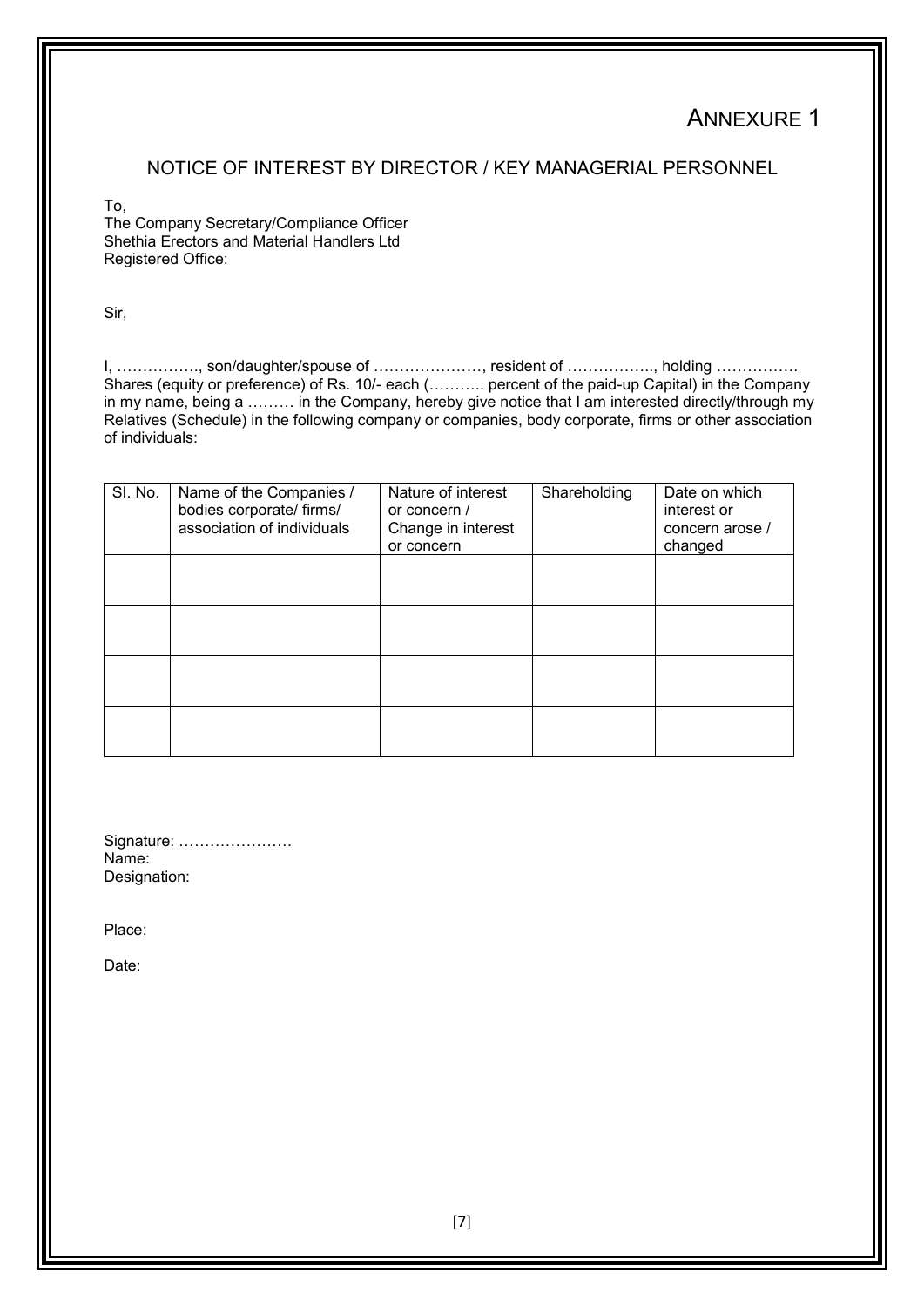# ANNEXURE 1

## NOTICE OF INTEREST BY DIRECTOR / KEY MANAGERIAL PERSONNEL

To,
The Company Secretary/Compliance Officer
Shethia Erectors and Material Handlers Ltd
Registered Office:

Sir,

I, ……………., son/daughter/spouse of …………………, resident of …………….., holding …………… Shares (equity or preference) of Rs. 10/- each (……….. percent of the paid-up Capital) in the Company in my name, being a ……… in the Company, hereby give notice that I am interested directly/through my Relatives (Schedule) in the following company or companies, body corporate, firms or other association of individuals:

| SI. No. | Name of the Companies / bodies corporate/ firms/ association of individuals | Nature of interest or concern / Change in interest or concern | Shareholding | Date on which interest or concern arose / changed |
|---|---|---|---|---|
| | | | | |
| | | | | |
| | | | | |
| | | | | |

Signature: ………………….
Name:
Designation:

Place:

Date: